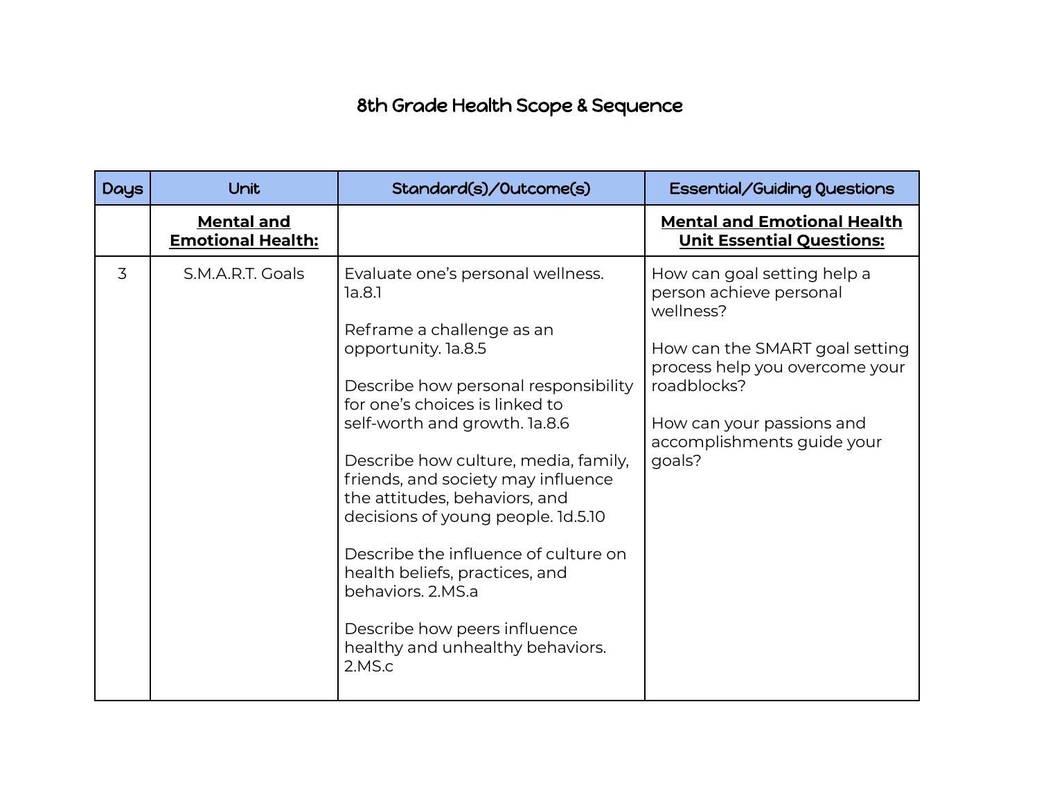# 8th Grade Health Scope & Sequence

| Days | Unit | Standard(s)/Outcome(s) | Essential/Guiding Questions |
|---|---|---|---|
| | **Mental and Emotional Health:** | | **Mental and Emotional Health Unit Essential Questions:** |
| 3 | S.M.A.R.T. Goals | Evaluate one's personal wellness. 1a.8.1<br><br>Reframe a challenge as an opportunity. 1a.8.5<br><br>Describe how personal responsibility for one's choices is linked to self-worth and growth. 1a.8.6<br><br>Describe how culture, media, family, friends, and society may influence the attitudes, behaviors, and decisions of young people. 1d.5.10<br><br>Describe the influence of culture on health beliefs, practices, and behaviors. 2.MS.a<br><br>Describe how peers influence healthy and unhealthy behaviors. 2.MS.c | How can goal setting help a person achieve personal wellness?<br><br>How can the SMART goal setting process help you overcome your roadblocks?<br><br>How can your passions and accomplishments guide your goals? |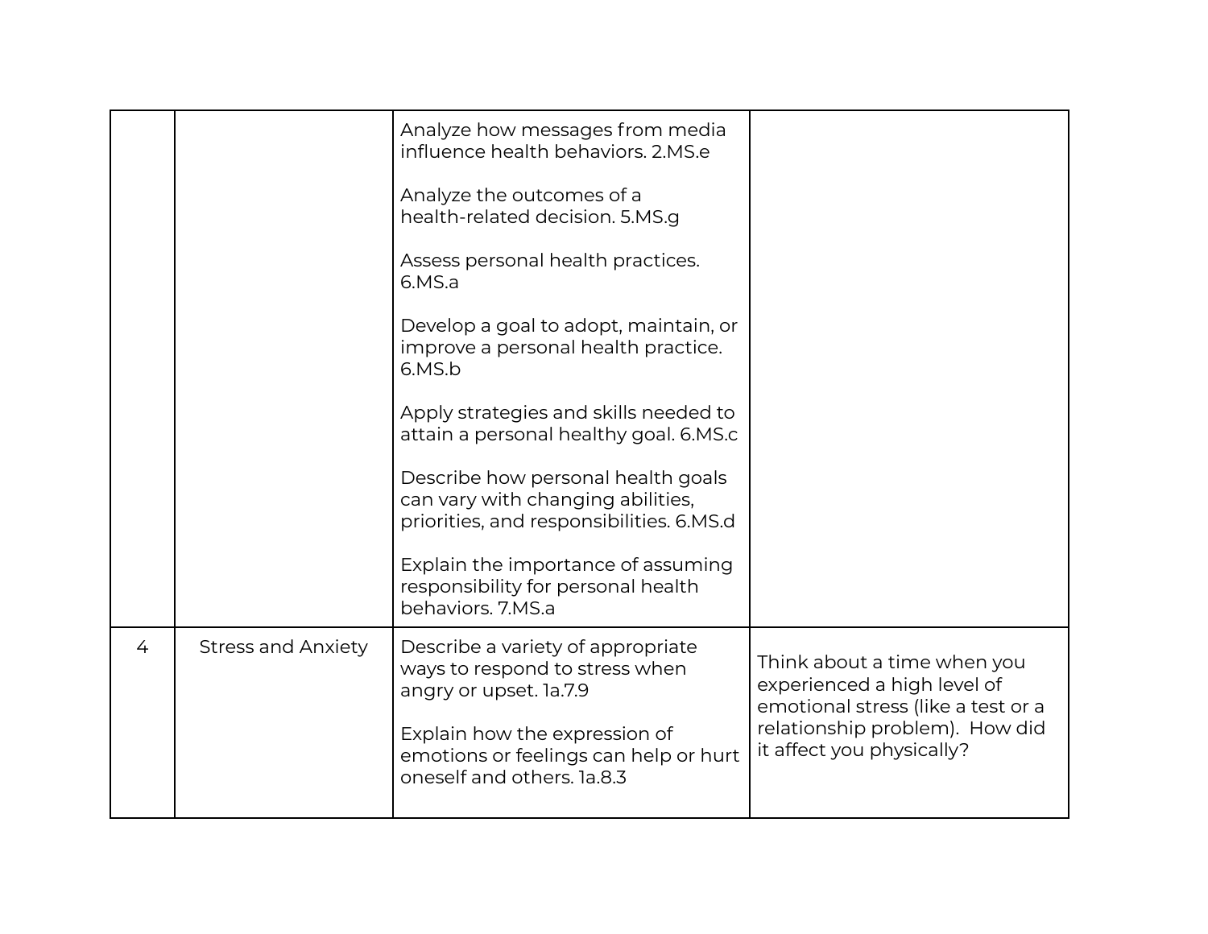| | | | |
|---|---|---|---|
| | | Analyze how messages from media influence health behaviors. 2.MS.e<br><br>Analyze the outcomes of a health-related decision. 5.MS.g<br><br>Assess personal health practices. 6.MS.a<br><br>Develop a goal to adopt, maintain, or improve a personal health practice. 6.MS.b<br><br>Apply strategies and skills needed to attain a personal healthy goal. 6.MS.c<br><br>Describe how personal health goals can vary with changing abilities, priorities, and responsibilities. 6.MS.d<br><br>Explain the importance of assuming responsibility for personal health behaviors. 7.MS.a | |
| 4 | Stress and Anxiety | Describe a variety of appropriate ways to respond to stress when angry or upset. 1a.7.9<br><br>Explain how the expression of emotions or feelings can help or hurt oneself and others. 1a.8.3 | Think about a time when you experienced a high level of emotional stress (like a test or a relationship problem). How did it affect you physically? |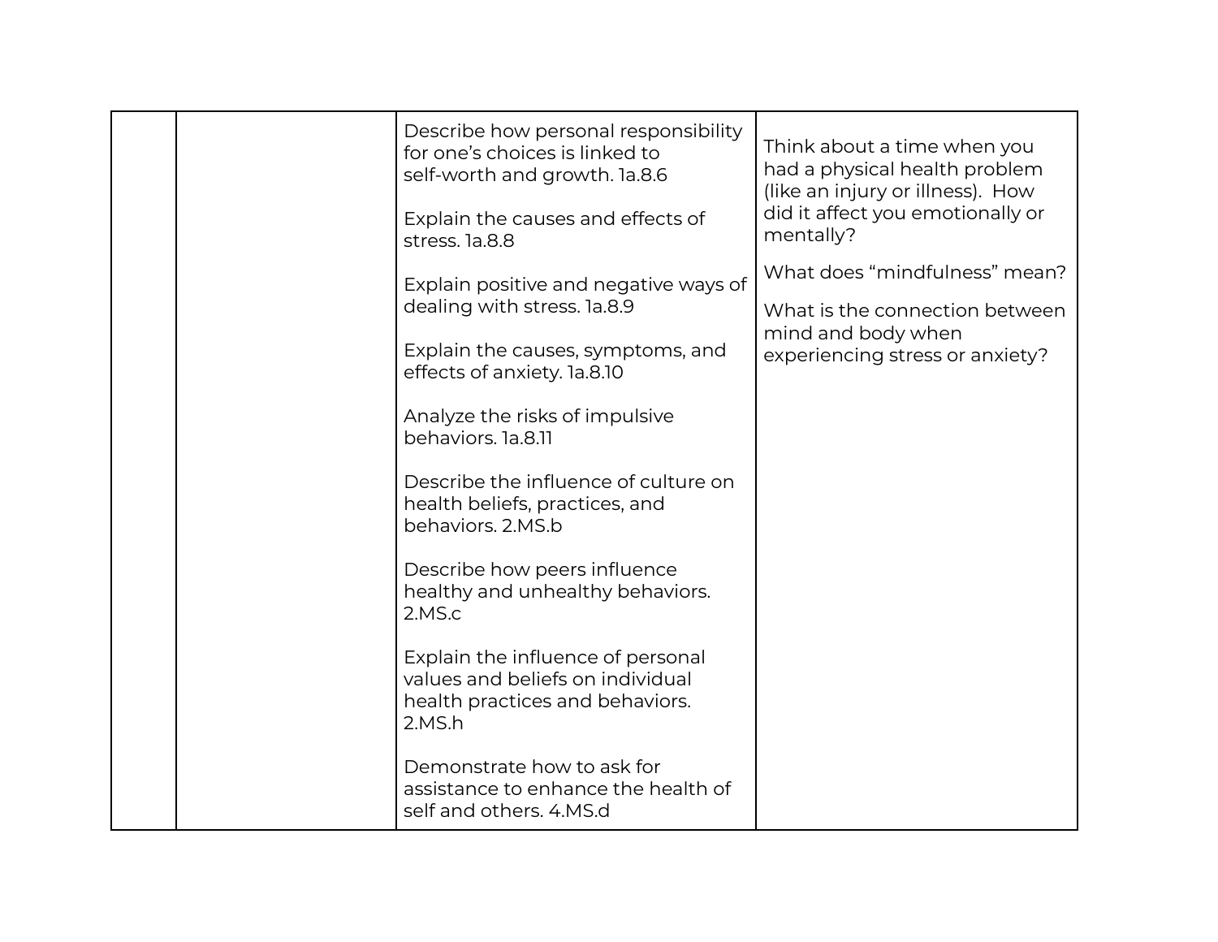| | | | |
|---|---|---|---|
| | | Describe how personal responsibility for one's choices is linked to self-worth and growth. 1a.8.6<br><br>Explain the causes and effects of stress. 1a.8.8<br><br>Explain positive and negative ways of dealing with stress. 1a.8.9<br><br>Explain the causes, symptoms, and effects of anxiety. 1a.8.10<br><br>Analyze the risks of impulsive behaviors. 1a.8.11<br><br>Describe the influence of culture on health beliefs, practices, and behaviors. 2.MS.b<br><br>Describe how peers influence healthy and unhealthy behaviors. 2.MS.c<br><br>Explain the influence of personal values and beliefs on individual health practices and behaviors. 2.MS.h<br><br>Demonstrate how to ask for assistance to enhance the health of self and others. 4.MS.d | Think about a time when you had a physical health problem (like an injury or illness). How did it affect you emotionally or mentally?<br><br>What does "mindfulness" mean?<br><br>What is the connection between mind and body when experiencing stress or anxiety? |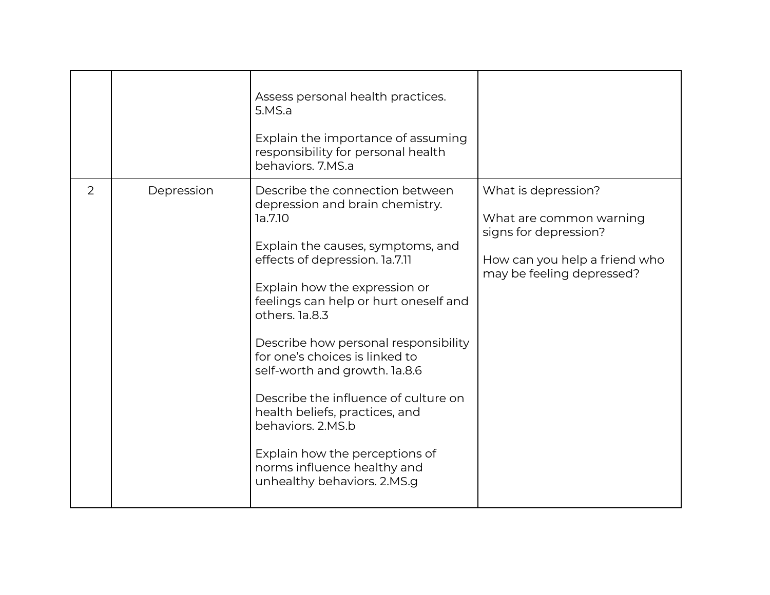| | | | |
|---|---|---|---|
| | | Assess personal health practices. 5.MS.a<br><br>Explain the importance of assuming responsibility for personal health behaviors. 7.MS.a | |
| 2 | Depression | Describe the connection between depression and brain chemistry. 1a.7.10<br><br>Explain the causes, symptoms, and effects of depression. 1a.7.11<br><br>Explain how the expression or feelings can help or hurt oneself and others. 1a.8.3<br><br>Describe how personal responsibility for one's choices is linked to self-worth and growth. 1a.8.6<br><br>Describe the influence of culture on health beliefs, practices, and behaviors. 2.MS.b<br><br>Explain how the perceptions of norms influence healthy and unhealthy behaviors. 2.MS.g | What is depression?<br><br>What are common warning signs for depression?<br><br>How can you help a friend who may be feeling depressed? |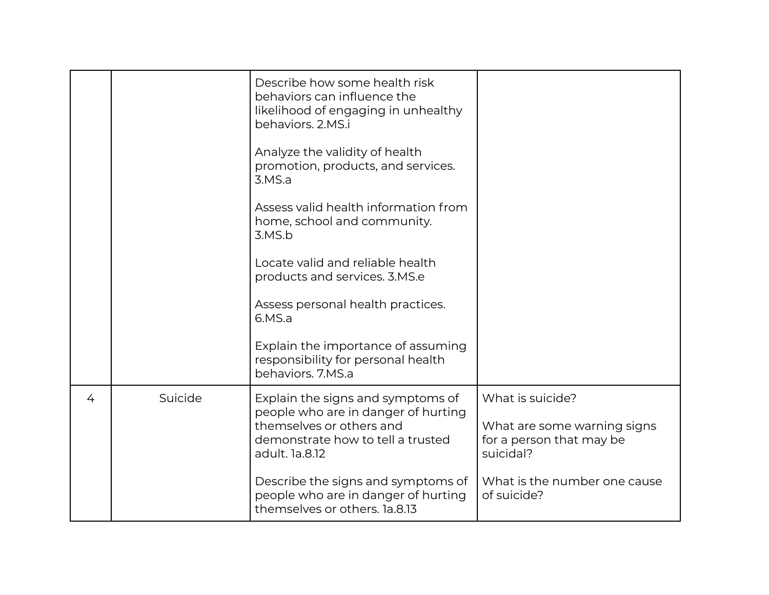| | | | |
|---|---|---|---|
| | | Describe how some health risk behaviors can influence the likelihood of engaging in unhealthy behaviors. 2.MS.i<br><br>Analyze the validity of health promotion, products, and services. 3.MS.a<br><br>Assess valid health information from home, school and community. 3.MS.b<br><br>Locate valid and reliable health products and services. 3.MS.e<br><br>Assess personal health practices. 6.MS.a<br><br>Explain the importance of assuming responsibility for personal health behaviors. 7.MS.a | |
| 4 | Suicide | Explain the signs and symptoms of people who are in danger of hurting themselves or others and demonstrate how to tell a trusted adult. 1a.8.12<br><br>Describe the signs and symptoms of people who are in danger of hurting themselves or others. 1a.8.13 | What is suicide?<br><br>What are some warning signs for a person that may be suicidal?<br><br>What is the number one cause of suicide? |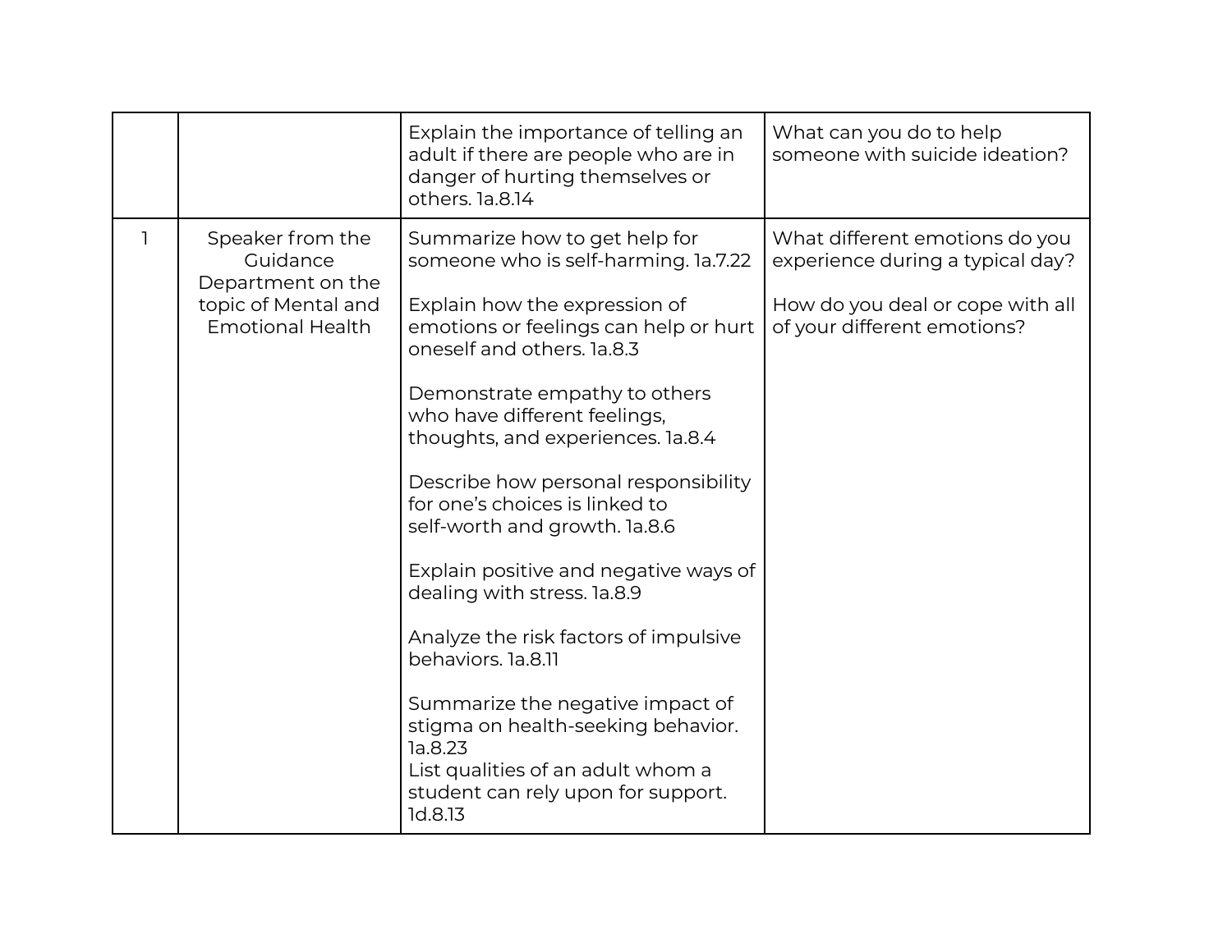| | | | |
|---|---|---|---|
| | | Explain the importance of telling an adult if there are people who are in danger of hurting themselves or others. 1a.8.14 | What can you do to help someone with suicide ideation? |
| 1 | Speaker from the Guidance Department on the topic of Mental and Emotional Health | Summarize how to get help for someone who is self-harming. 1a.7.22<br><br>Explain how the expression of emotions or feelings can help or hurt oneself and others. 1a.8.3<br><br>Demonstrate empathy to others who have different feelings, thoughts, and experiences. 1a.8.4<br><br>Describe how personal responsibility for one's choices is linked to self-worth and growth. 1a.8.6<br><br>Explain positive and negative ways of dealing with stress. 1a.8.9<br><br>Analyze the risk factors of impulsive behaviors. 1a.8.11<br><br>Summarize the negative impact of stigma on health-seeking behavior. 1a.8.23<br>List qualities of an adult whom a student can rely upon for support. 1d.8.13 | What different emotions do you experience during a typical day?<br><br>How do you deal or cope with all of your different emotions? |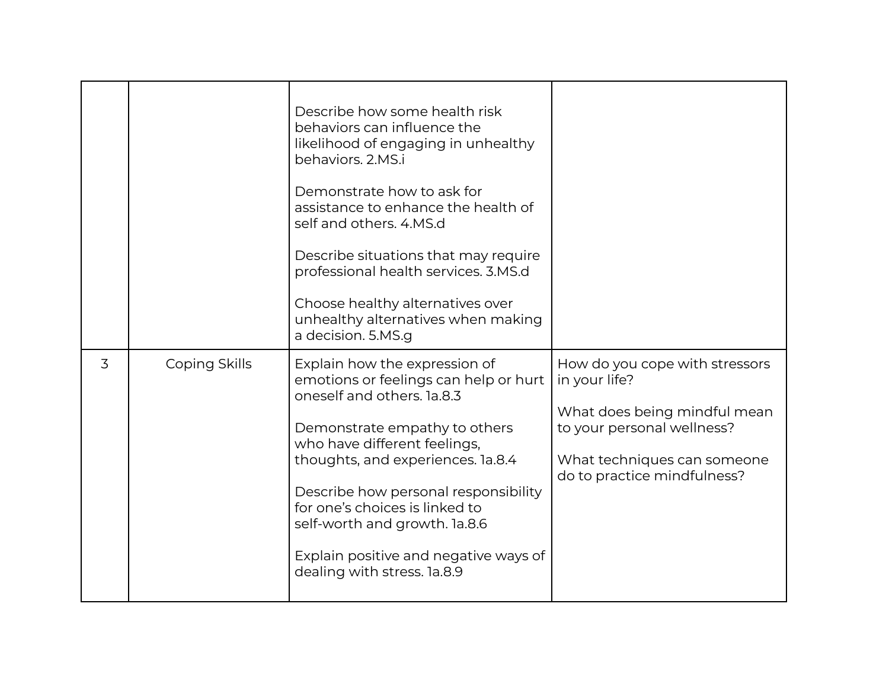| | | | |
|---|---|---|---|
| | | Describe how some health risk behaviors can influence the likelihood of engaging in unhealthy behaviors. 2.MS.i<br><br>Demonstrate how to ask for assistance to enhance the health of self and others. 4.MS.d<br><br>Describe situations that may require professional health services. 3.MS.d<br><br>Choose healthy alternatives over unhealthy alternatives when making a decision. 5.MS.g | |
| 3 | Coping Skills | Explain how the expression of emotions or feelings can help or hurt oneself and others. 1a.8.3<br><br>Demonstrate empathy to others who have different feelings, thoughts, and experiences. 1a.8.4<br><br>Describe how personal responsibility for one's choices is linked to self-worth and growth. 1a.8.6<br><br>Explain positive and negative ways of dealing with stress. 1a.8.9 | How do you cope with stressors in your life?<br><br>What does being mindful mean to your personal wellness?<br><br>What techniques can someone do to practice mindfulness? |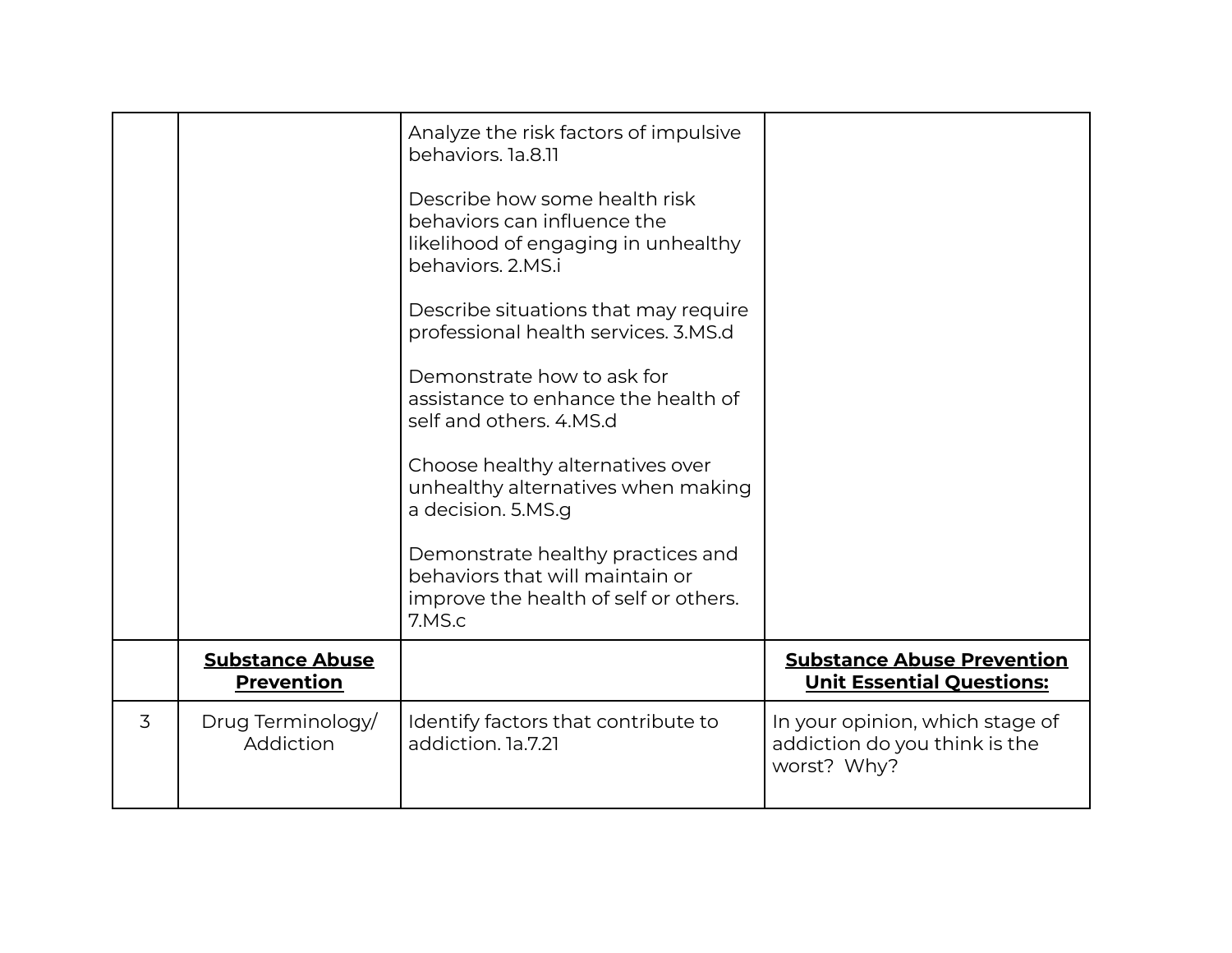| | | | |
|---|---|---|---|
| | | Analyze the risk factors of impulsive behaviors. 1a.8.11<br><br>Describe how some health risk behaviors can influence the likelihood of engaging in unhealthy behaviors. 2.MS.i<br><br>Describe situations that may require professional health services. 3.MS.d<br><br>Demonstrate how to ask for assistance to enhance the health of self and others. 4.MS.d<br><br>Choose healthy alternatives over unhealthy alternatives when making a decision. 5.MS.g<br><br>Demonstrate healthy practices and behaviors that will maintain or improve the health of self or others. 7.MS.c | |
| | **Substance Abuse Prevention** | | **Substance Abuse Prevention Unit Essential Questions:** |
| 3 | Drug Terminology/ Addiction | Identify factors that contribute to addiction. 1a.7.21 | In your opinion, which stage of addiction do you think is the worst? Why? |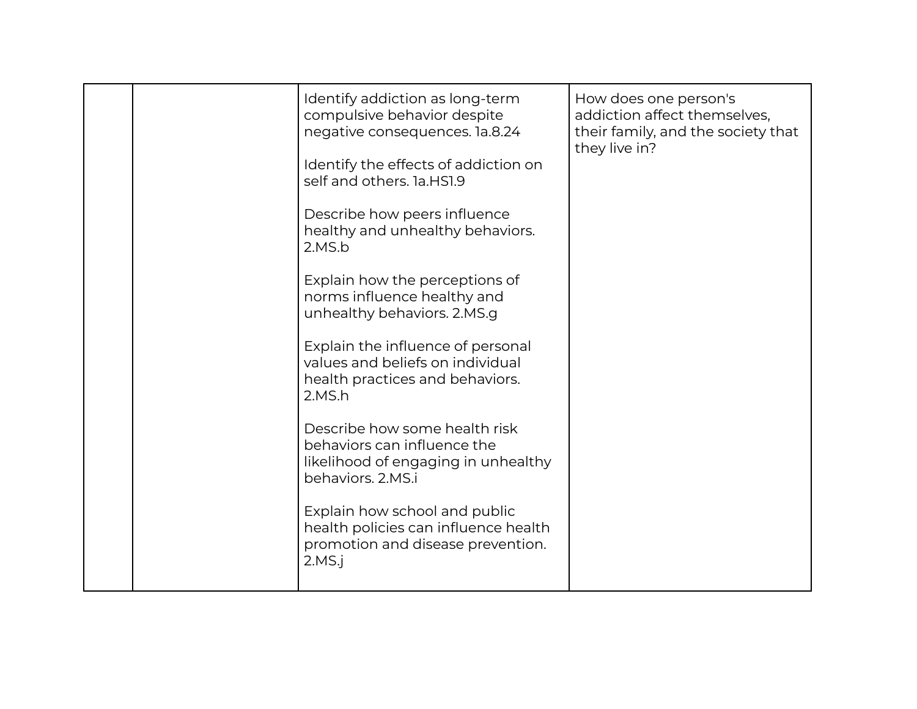|  |  |  |  |
|---|---|---|---|
|  |  | Identify addiction as long-term compulsive behavior despite negative consequences. 1a.8.24<br><br>Identify the effects of addiction on self and others. 1a.HS1.9<br><br>Describe how peers influence healthy and unhealthy behaviors. 2.MS.b<br><br>Explain how the perceptions of norms influence healthy and unhealthy behaviors. 2.MS.g<br><br>Explain the influence of personal values and beliefs on individual health practices and behaviors. 2.MS.h<br><br>Describe how some health risk behaviors can influence the likelihood of engaging in unhealthy behaviors. 2.MS.i<br><br>Explain how school and public health policies can influence health promotion and disease prevention. 2.MS.j | How does one person's addiction affect themselves, their family, and the society that they live in? |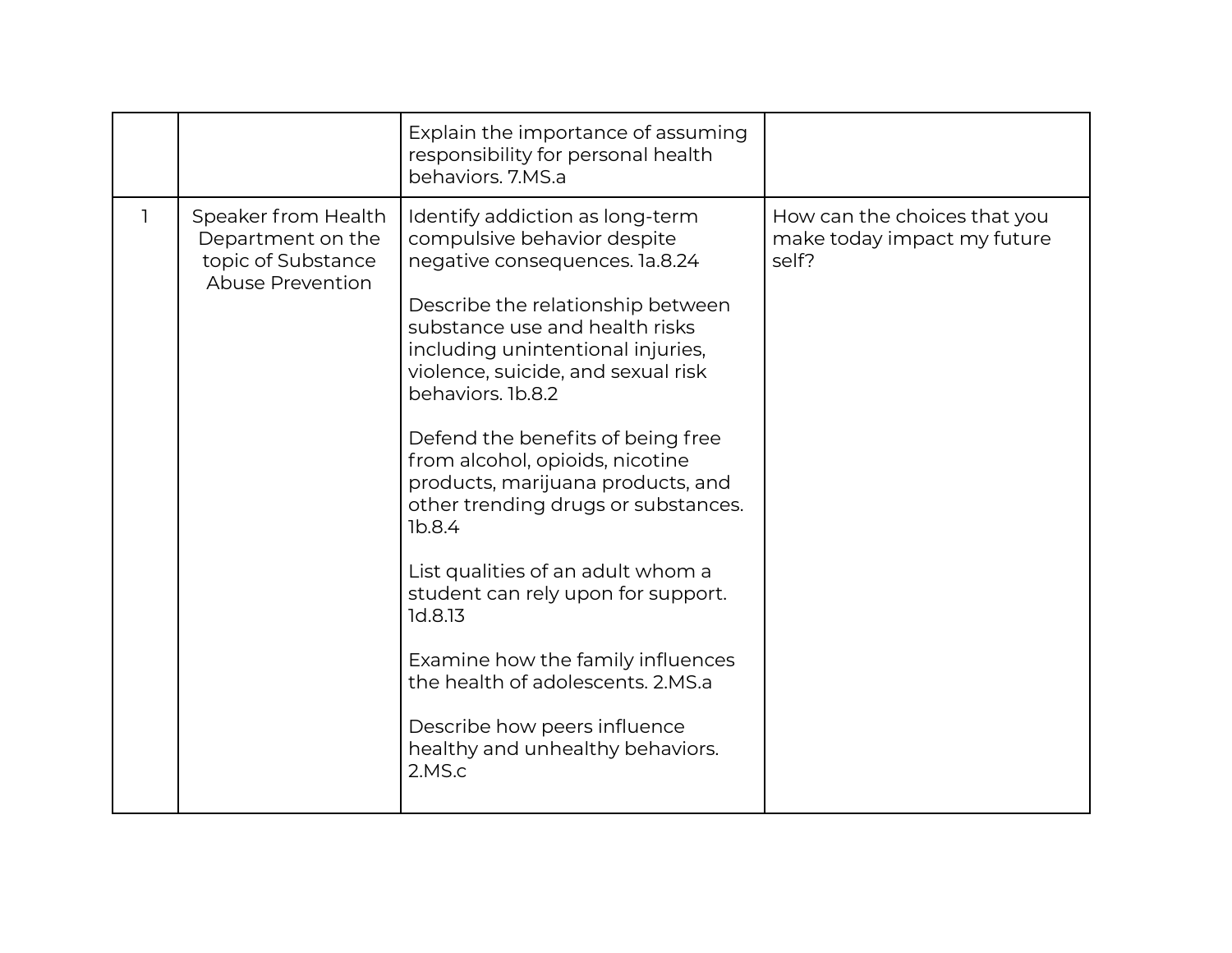| | | | |
|---|---|---|---|
| | | Explain the importance of assuming responsibility for personal health behaviors. 7.MS.a | |
| 1 | Speaker from Health Department on the topic of Substance Abuse Prevention | Identify addiction as long-term compulsive behavior despite negative consequences. 1a.8.24<br><br>Describe the relationship between substance use and health risks including unintentional injuries, violence, suicide, and sexual risk behaviors. 1b.8.2<br><br>Defend the benefits of being free from alcohol, opioids, nicotine products, marijuana products, and other trending drugs or substances. 1b.8.4<br><br>List qualities of an adult whom a student can rely upon for support. 1d.8.13<br><br>Examine how the family influences the health of adolescents. 2.MS.a<br><br>Describe how peers influence healthy and unhealthy behaviors. 2.MS.c | How can the choices that you make today impact my future self? |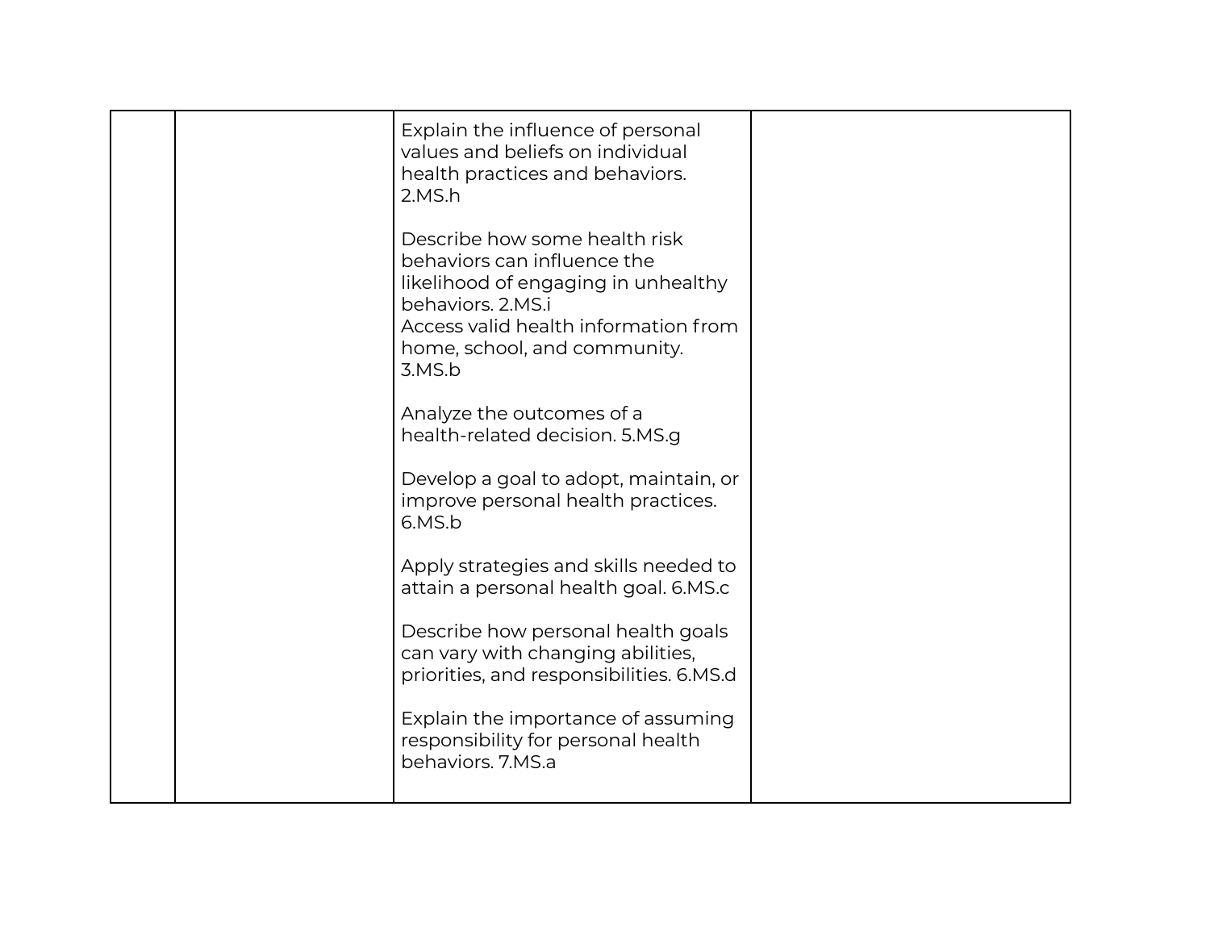| | | | |
|---|---|---|---|
| | | Explain the influence of personal values and beliefs on individual health practices and behaviors. 2.MS.h<br><br>Describe how some health risk behaviors can influence the likelihood of engaging in unhealthy behaviors. 2.MS.i<br>Access valid health information from home, school, and community. 3.MS.b<br><br>Analyze the outcomes of a health-related decision. 5.MS.g<br><br>Develop a goal to adopt, maintain, or improve personal health practices. 6.MS.b<br><br>Apply strategies and skills needed to attain a personal health goal. 6.MS.c<br><br>Describe how personal health goals can vary with changing abilities, priorities, and responsibilities. 6.MS.d<br><br>Explain the importance of assuming responsibility for personal health behaviors. 7.MS.a | |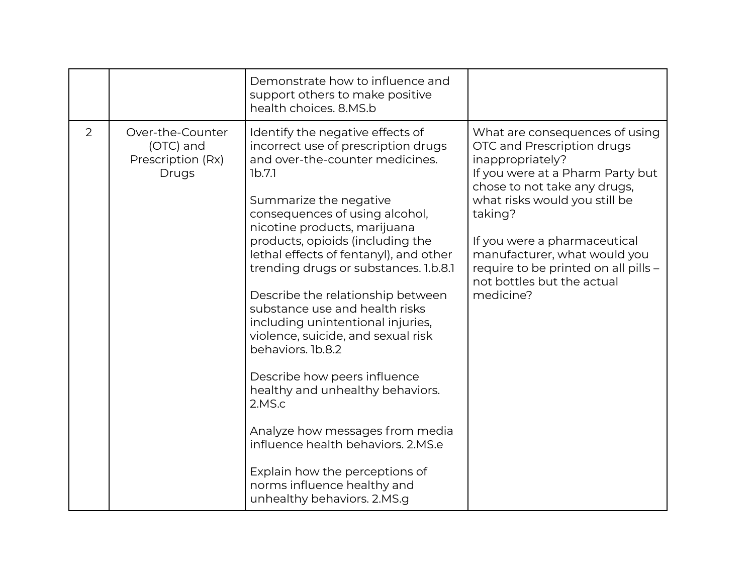| | | | |
|---|---|---|---|
| | | Demonstrate how to influence and support others to make positive health choices. 8.MS.b | |
| 2 | Over-the-Counter (OTC) and Prescription (Rx) Drugs | Identify the negative effects of incorrect use of prescription drugs and over-the-counter medicines. 1b.7.1<br><br>Summarize the negative consequences of using alcohol, nicotine products, marijuana products, opioids (including the lethal effects of fentanyl), and other trending drugs or substances. 1.b.8.1<br><br>Describe the relationship between substance use and health risks including unintentional injuries, violence, suicide, and sexual risk behaviors. 1b.8.2<br><br>Describe how peers influence healthy and unhealthy behaviors. 2.MS.c<br><br>Analyze how messages from media influence health behaviors. 2.MS.e<br><br>Explain how the perceptions of norms influence healthy and unhealthy behaviors. 2.MS.g | What are consequences of using OTC and Prescription drugs inappropriately?<br>If you were at a Pharm Party but chose to not take any drugs, what risks would you still be taking?<br><br>If you were a pharmaceutical manufacturer, what would you require to be printed on all pills – not bottles but the actual medicine? |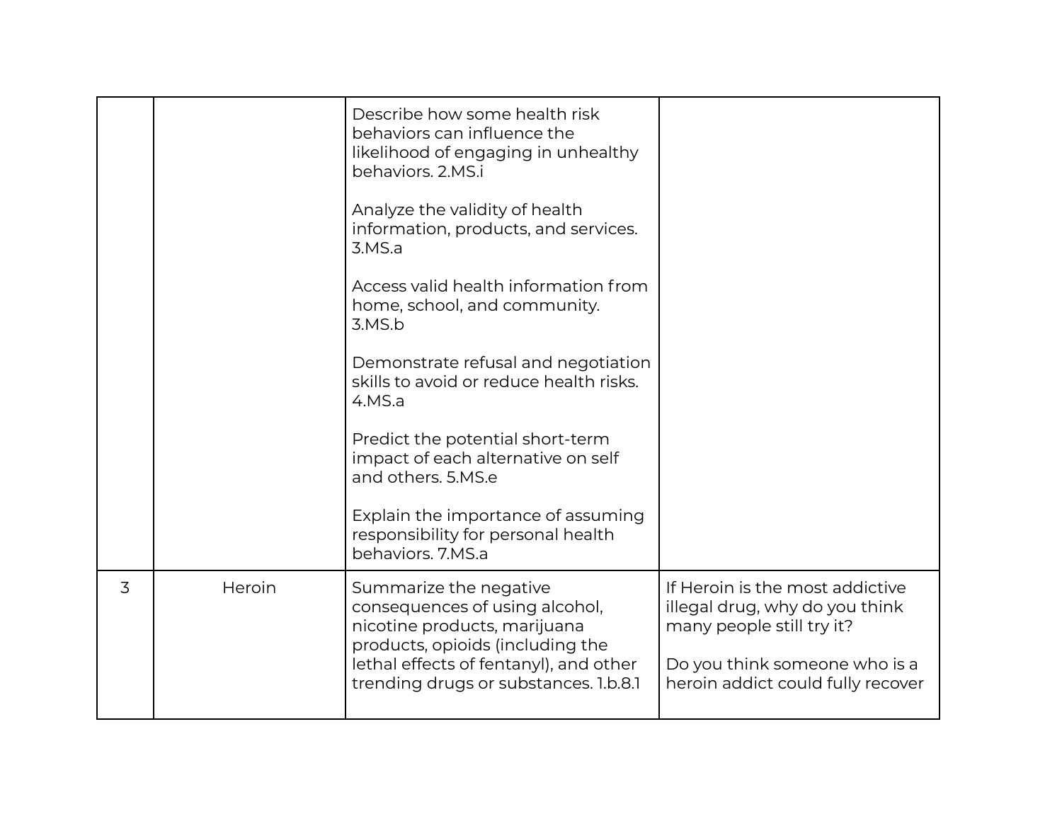|  |  |  |  |
|---|---|---|---|
|  |  | Describe how some health risk behaviors can influence the likelihood of engaging in unhealthy behaviors. 2.MS.i<br><br>Analyze the validity of health information, products, and services. 3.MS.a<br><br>Access valid health information from home, school, and community. 3.MS.b<br><br>Demonstrate refusal and negotiation skills to avoid or reduce health risks. 4.MS.a<br><br>Predict the potential short-term impact of each alternative on self and others. 5.MS.e<br><br>Explain the importance of assuming responsibility for personal health behaviors. 7.MS.a |  |
| 3 | Heroin | Summarize the negative consequences of using alcohol, nicotine products, marijuana products, opioids (including the lethal effects of fentanyl), and other trending drugs or substances. 1.b.8.1 | If Heroin is the most addictive illegal drug, why do you think many people still try it?<br><br>Do you think someone who is a heroin addict could fully recover |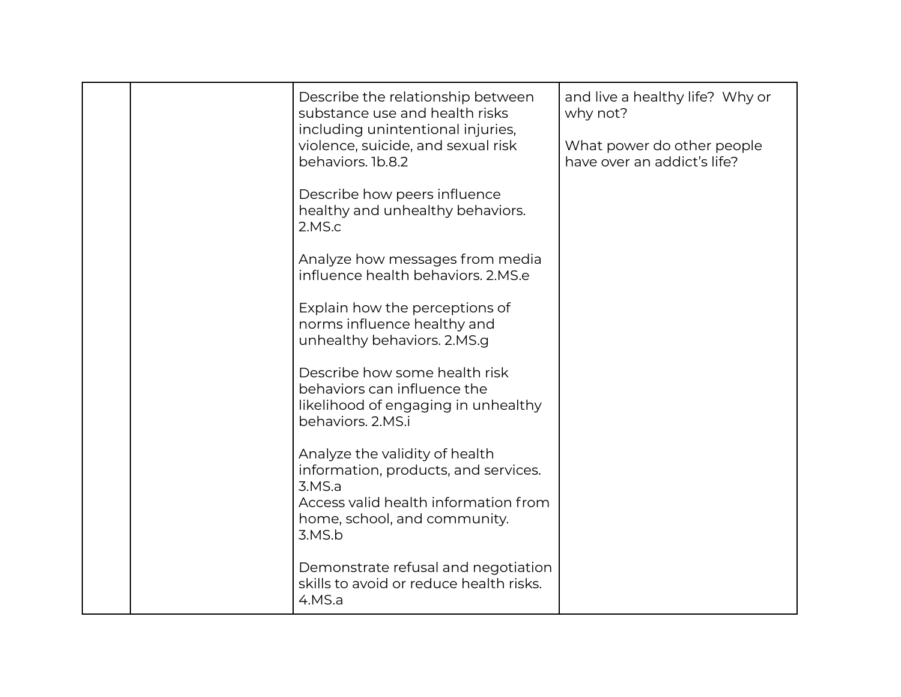|  |  |  |  |
|---|---|---|---|
|  |  | Describe the relationship between substance use and health risks including unintentional injuries, violence, suicide, and sexual risk behaviors. 1b.8.2<br><br>Describe how peers influence healthy and unhealthy behaviors. 2.MS.c<br><br>Analyze how messages from media influence health behaviors. 2.MS.e<br><br>Explain how the perceptions of norms influence healthy and unhealthy behaviors. 2.MS.g<br><br>Describe how some health risk behaviors can influence the likelihood of engaging in unhealthy behaviors. 2.MS.i<br><br>Analyze the validity of health information, products, and services. 3.MS.a<br>Access valid health information from home, school, and community. 3.MS.b<br><br>Demonstrate refusal and negotiation skills to avoid or reduce health risks. 4.MS.a | and live a healthy life? Why or why not?<br><br>What power do other people have over an addict's life? |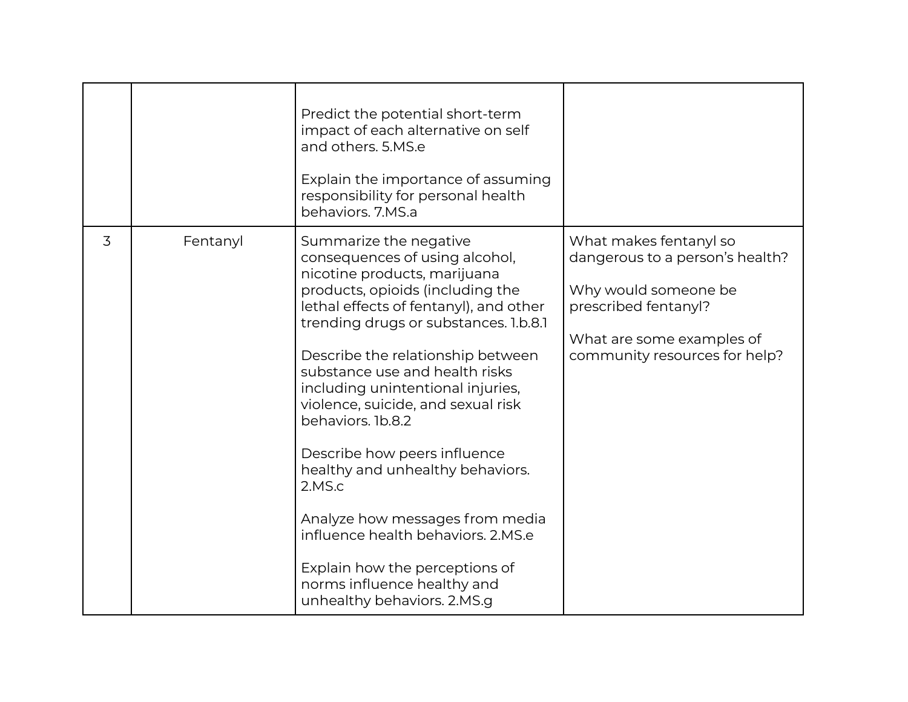| | | | |
|---|---|---|---|
| | | Predict the potential short-term impact of each alternative on self and others. 5.MS.e<br><br>Explain the importance of assuming responsibility for personal health behaviors. 7.MS.a | |
| 3 | Fentanyl | Summarize the negative consequences of using alcohol, nicotine products, marijuana products, opioids (including the lethal effects of fentanyl), and other trending drugs or substances. 1.b.8.1<br><br>Describe the relationship between substance use and health risks including unintentional injuries, violence, suicide, and sexual risk behaviors. 1b.8.2<br><br>Describe how peers influence healthy and unhealthy behaviors. 2.MS.c<br><br>Analyze how messages from media influence health behaviors. 2.MS.e<br><br>Explain how the perceptions of norms influence healthy and unhealthy behaviors. 2.MS.g | What makes fentanyl so dangerous to a person's health?<br><br>Why would someone be prescribed fentanyl?<br><br>What are some examples of community resources for help? |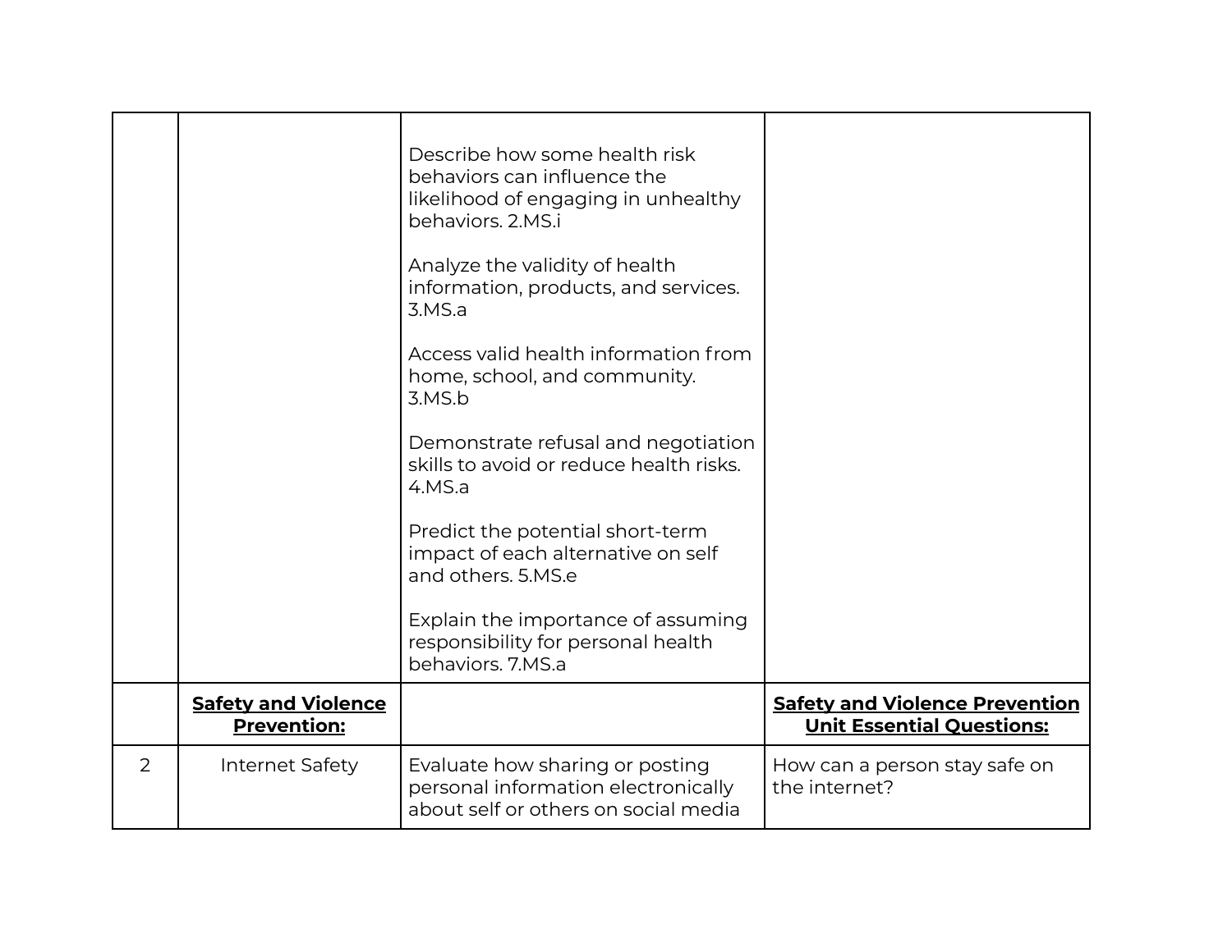| | | | |
|---|---|---|---|
| | | Describe how some health risk behaviors can influence the likelihood of engaging in unhealthy behaviors. 2.MS.i<br><br>Analyze the validity of health information, products, and services. 3.MS.a<br><br>Access valid health information from home, school, and community. 3.MS.b<br><br>Demonstrate refusal and negotiation skills to avoid or reduce health risks. 4.MS.a<br><br>Predict the potential short-term impact of each alternative on self and others. 5.MS.e<br><br>Explain the importance of assuming responsibility for personal health behaviors. 7.MS.a | |
| | **Safety and Violence Prevention:** | | **Safety and Violence Prevention Unit Essential Questions:** |
| 2 | Internet Safety | Evaluate how sharing or posting personal information electronically about self or others on social media | How can a person stay safe on the internet? |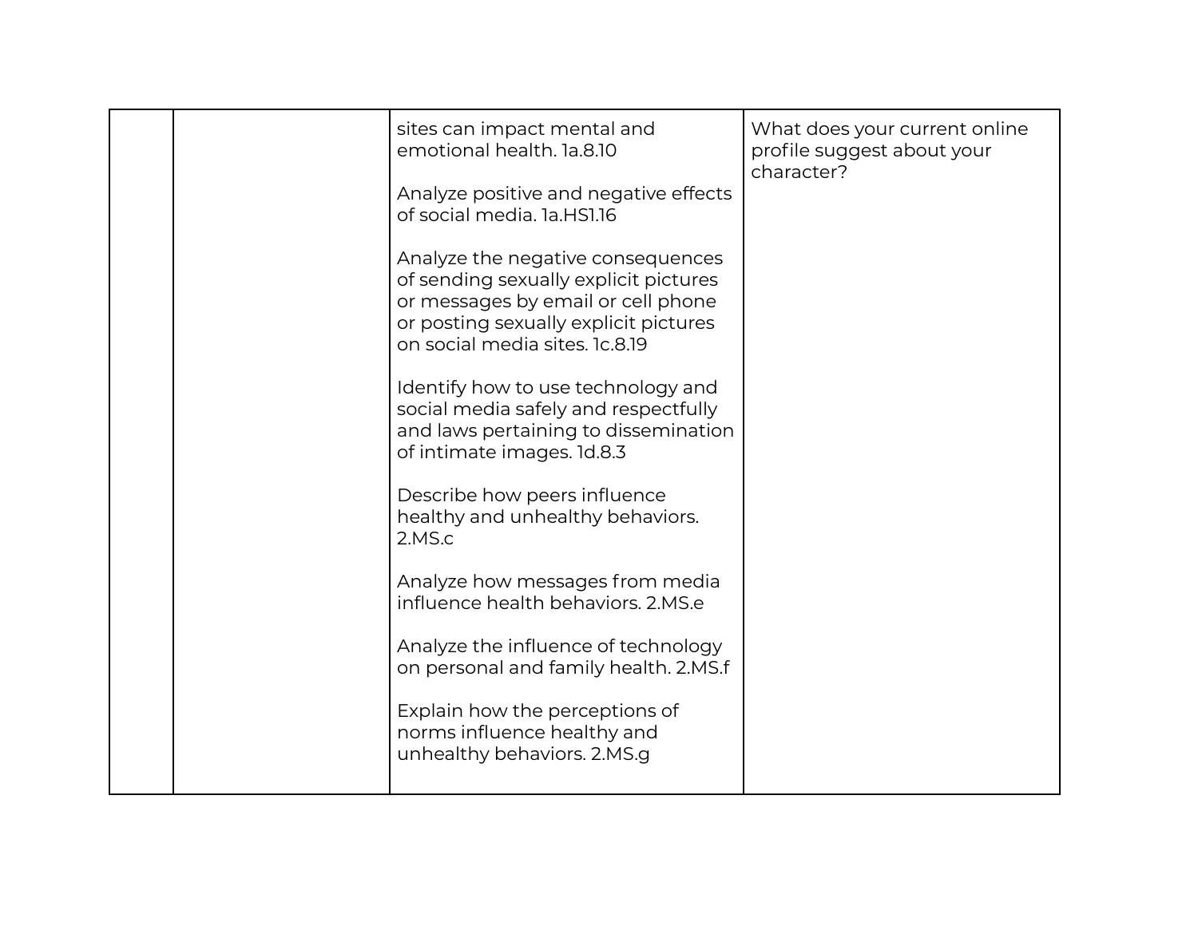| | | | |
|---|---|---|---|
| | | sites can impact mental and emotional health. 1a.8.10<br><br>Analyze positive and negative effects of social media. 1a.HS1.16<br><br>Analyze the negative consequences of sending sexually explicit pictures or messages by email or cell phone or posting sexually explicit pictures on social media sites. 1c.8.19<br><br>Identify how to use technology and social media safely and respectfully and laws pertaining to dissemination of intimate images. 1d.8.3<br><br>Describe how peers influence healthy and unhealthy behaviors. 2.MS.c<br><br>Analyze how messages from media influence health behaviors. 2.MS.e<br><br>Analyze the influence of technology on personal and family health. 2.MS.f<br><br>Explain how the perceptions of norms influence healthy and unhealthy behaviors. 2.MS.g | What does your current online profile suggest about your character? |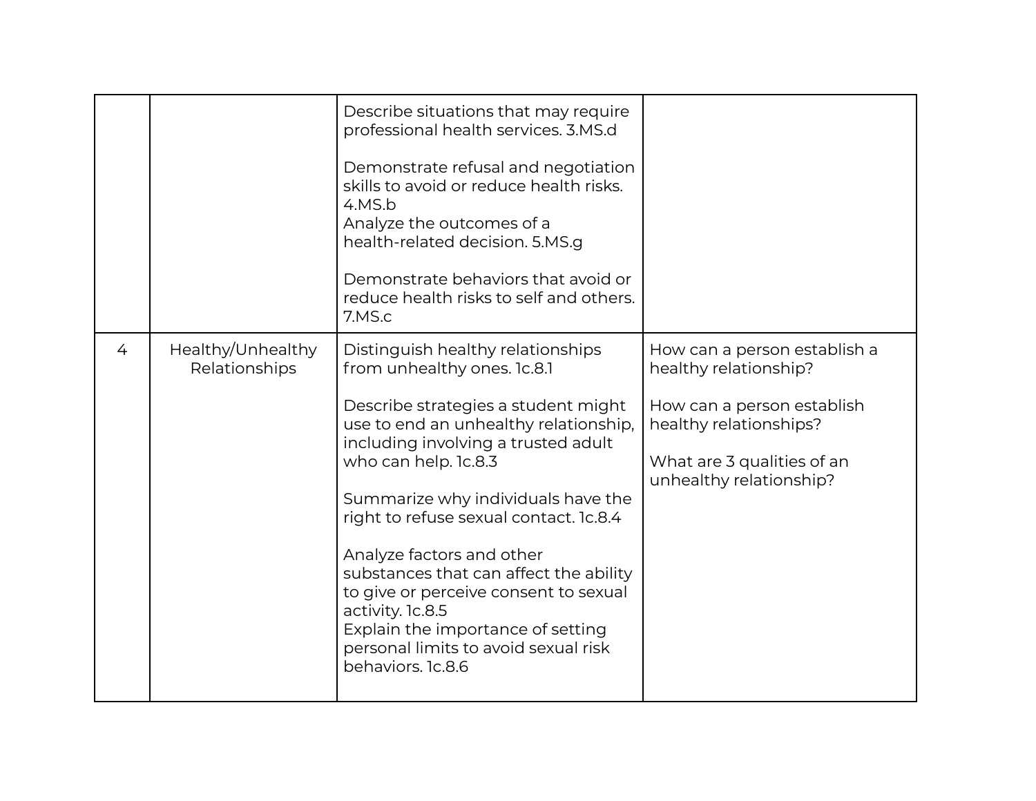| | | | |
|---|---|---|---|
| | | Describe situations that may require professional health services. 3.MS.d<br><br>Demonstrate refusal and negotiation skills to avoid or reduce health risks. 4.MS.b<br>Analyze the outcomes of a health-related decision. 5.MS.g<br><br>Demonstrate behaviors that avoid or reduce health risks to self and others. 7.MS.c | |
| 4 | Healthy/Unhealthy Relationships | Distinguish healthy relationships from unhealthy ones. 1c.8.1<br><br>Describe strategies a student might use to end an unhealthy relationship, including involving a trusted adult who can help. 1c.8.3<br><br>Summarize why individuals have the right to refuse sexual contact. 1c.8.4<br><br>Analyze factors and other substances that can affect the ability to give or perceive consent to sexual activity. 1c.8.5<br>Explain the importance of setting personal limits to avoid sexual risk behaviors. 1c.8.6 | How can a person establish a healthy relationship?<br><br>How can a person establish healthy relationships?<br><br>What are 3 qualities of an unhealthy relationship? |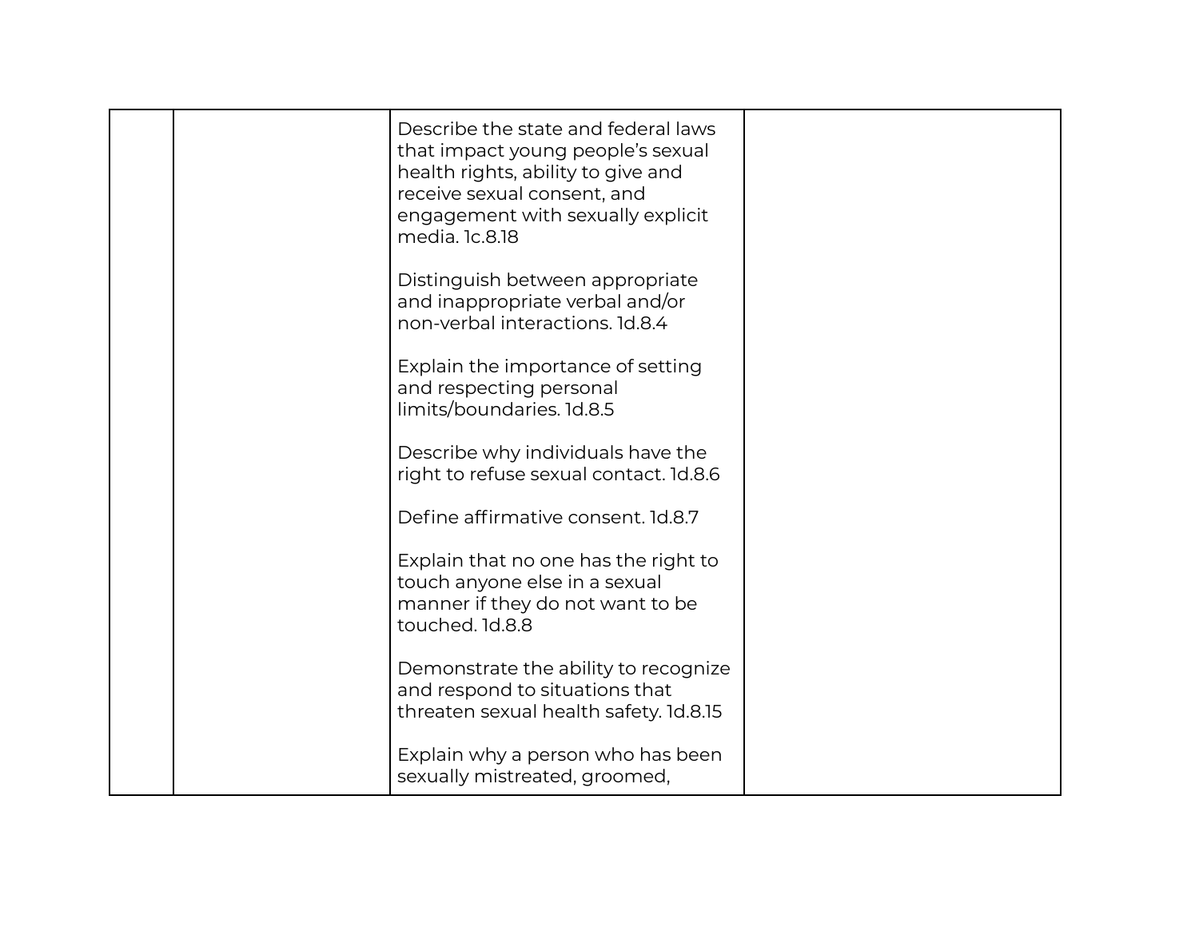| | | | |
|---|---|---|---|
| | | Describe the state and federal laws that impact young people's sexual health rights, ability to give and receive sexual consent, and engagement with sexually explicit media. 1c.8.18<br><br>Distinguish between appropriate and inappropriate verbal and/or non-verbal interactions. 1d.8.4<br><br>Explain the importance of setting and respecting personal limits/boundaries. 1d.8.5<br><br>Describe why individuals have the right to refuse sexual contact. 1d.8.6<br><br>Define affirmative consent. 1d.8.7<br><br>Explain that no one has the right to touch anyone else in a sexual manner if they do not want to be touched. 1d.8.8<br><br>Demonstrate the ability to recognize and respond to situations that threaten sexual health safety. 1d.8.15<br><br>Explain why a person who has been sexually mistreated, groomed, | |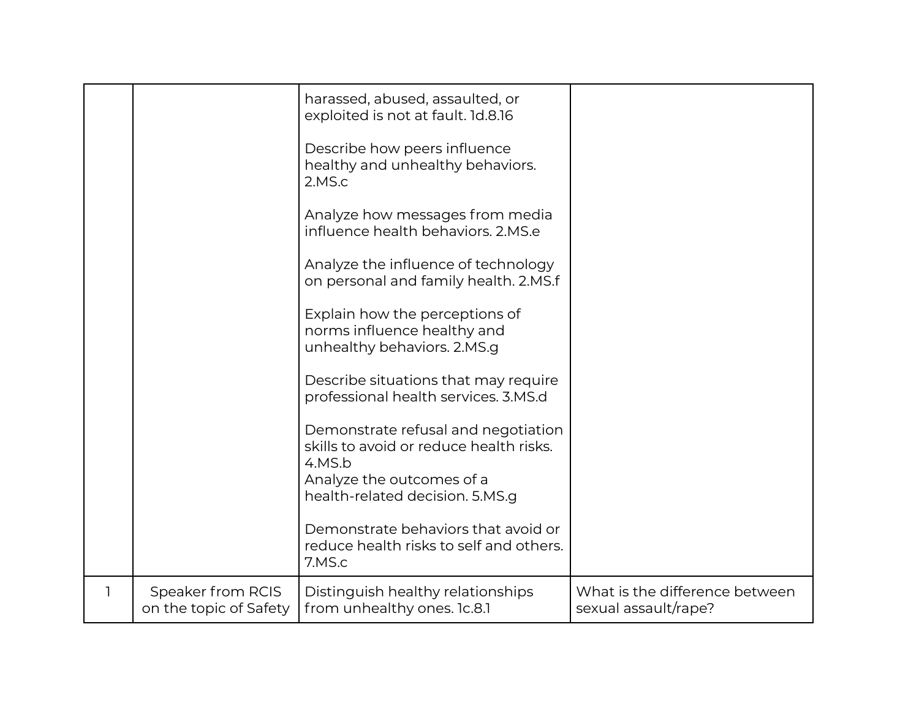| | | | |
|---|---|---|---|
| | | harassed, abused, assaulted, or exploited is not at fault. 1d.8.16<br><br>Describe how peers influence healthy and unhealthy behaviors. 2.MS.c<br><br>Analyze how messages from media influence health behaviors. 2.MS.e<br><br>Analyze the influence of technology on personal and family health. 2.MS.f<br><br>Explain how the perceptions of norms influence healthy and unhealthy behaviors. 2.MS.g<br><br>Describe situations that may require professional health services. 3.MS.d<br><br>Demonstrate refusal and negotiation skills to avoid or reduce health risks. 4.MS.b<br>Analyze the outcomes of a health-related decision. 5.MS.g<br><br>Demonstrate behaviors that avoid or reduce health risks to self and others. 7.MS.c | |
| 1 | Speaker from RCIS on the topic of Safety | Distinguish healthy relationships from unhealthy ones. 1c.8.1 | What is the difference between sexual assault/rape? |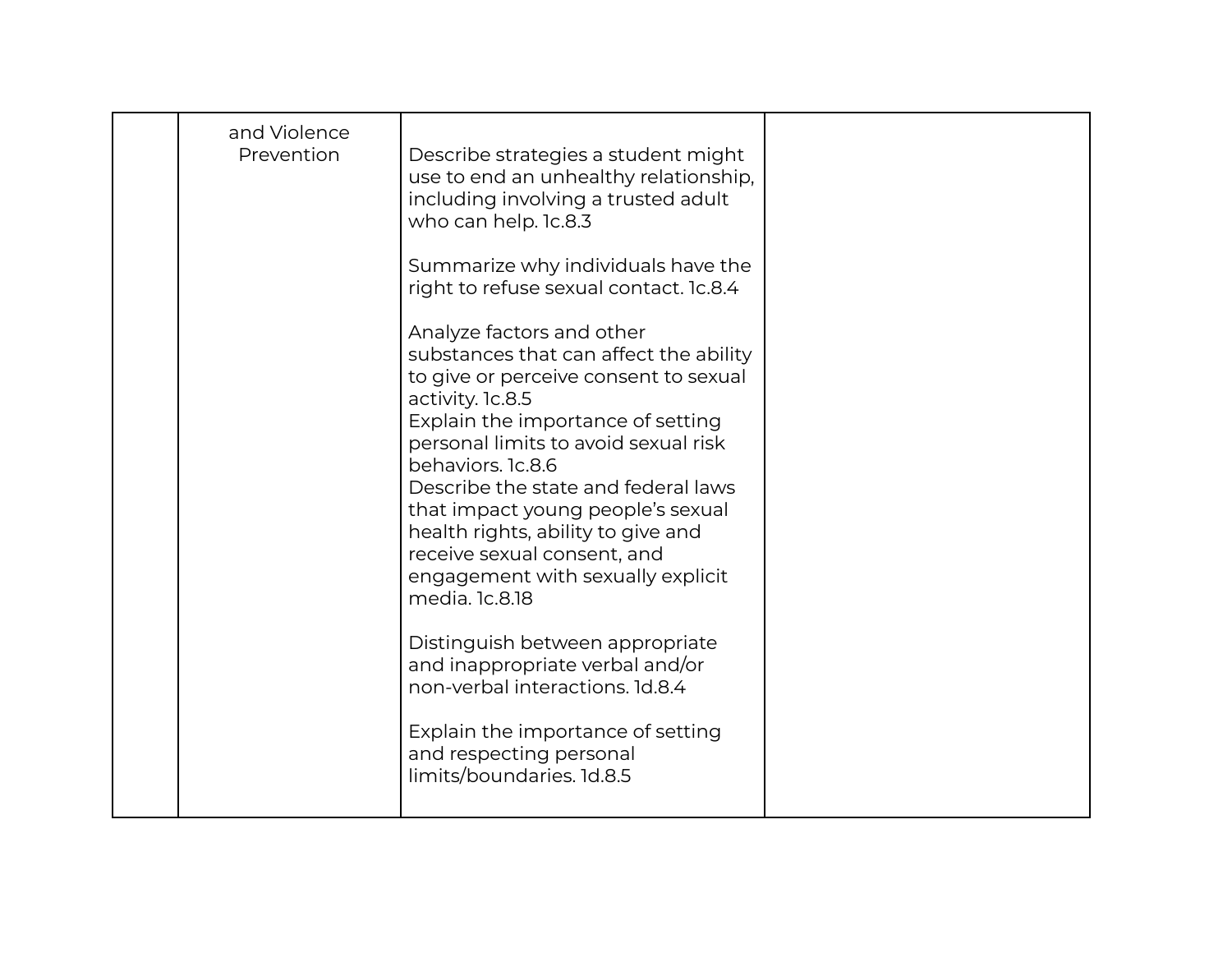| | | | |
|---|---|---|---|
| | and Violence Prevention | Describe strategies a student might use to end an unhealthy relationship, including involving a trusted adult who can help. 1c.8.3<br><br>Summarize why individuals have the right to refuse sexual contact. 1c.8.4<br><br>Analyze factors and other substances that can affect the ability to give or perceive consent to sexual activity. 1c.8.5<br>Explain the importance of setting personal limits to avoid sexual risk behaviors. 1c.8.6<br>Describe the state and federal laws that impact young people's sexual health rights, ability to give and receive sexual consent, and engagement with sexually explicit media. 1c.8.18<br><br>Distinguish between appropriate and inappropriate verbal and/or non-verbal interactions. 1d.8.4<br><br>Explain the importance of setting and respecting personal limits/boundaries. 1d.8.5 | |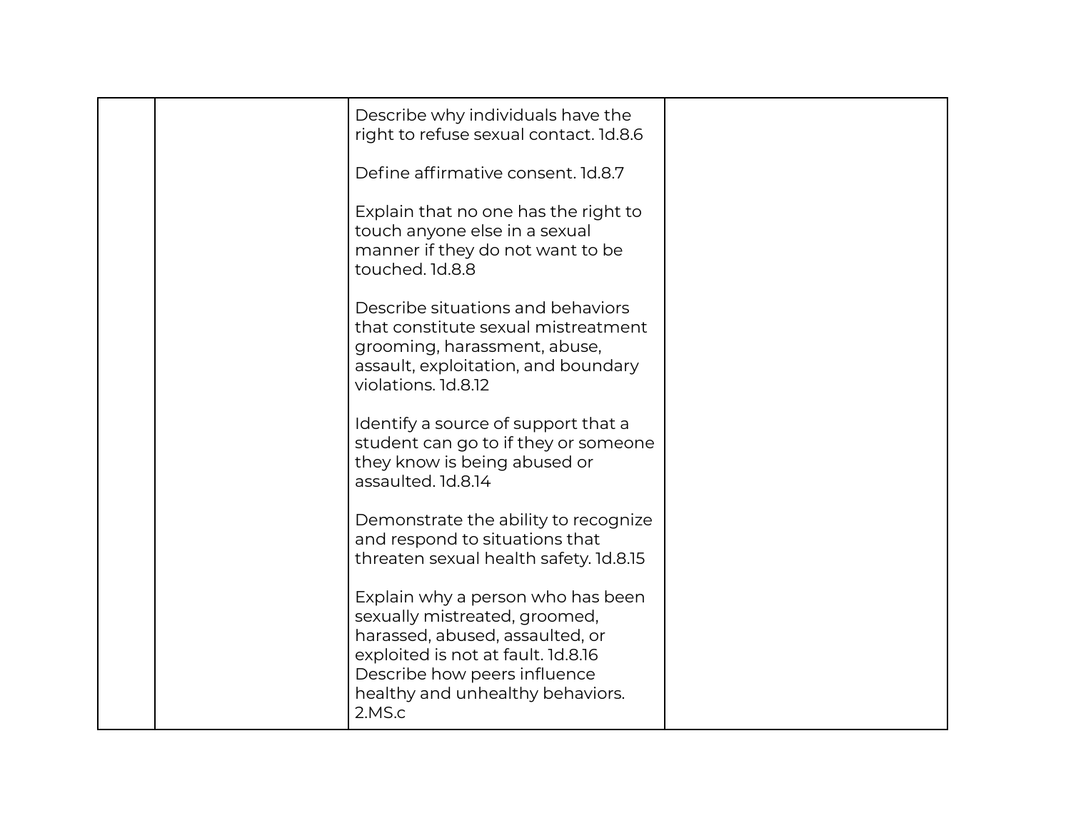|  |  |  |  |
|---|---|---|---|
|  |  | Describe why individuals have the right to refuse sexual contact. 1d.8.6<br><br>Define affirmative consent. 1d.8.7<br><br>Explain that no one has the right to touch anyone else in a sexual manner if they do not want to be touched. 1d.8.8<br><br>Describe situations and behaviors that constitute sexual mistreatment grooming, harassment, abuse, assault, exploitation, and boundary violations. 1d.8.12<br><br>Identify a source of support that a student can go to if they or someone they know is being abused or assaulted. 1d.8.14<br><br>Demonstrate the ability to recognize and respond to situations that threaten sexual health safety. 1d.8.15<br><br>Explain why a person who has been sexually mistreated, groomed, harassed, abused, assaulted, or exploited is not at fault. 1d.8.16<br>Describe how peers influence healthy and unhealthy behaviors. 2.MS.c |  |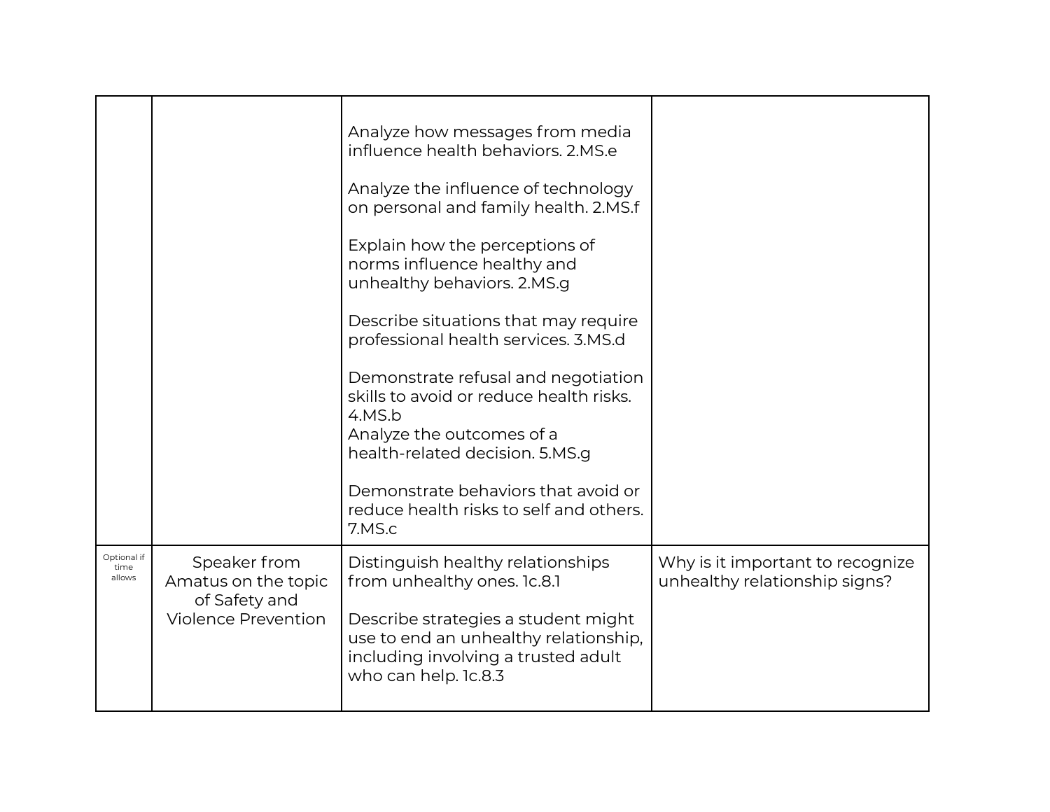| | | | |
|---|---|---|---|
| | | Analyze how messages from media influence health behaviors. 2.MS.e<br><br>Analyze the influence of technology on personal and family health. 2.MS.f<br><br>Explain how the perceptions of norms influence healthy and unhealthy behaviors. 2.MS.g<br><br>Describe situations that may require professional health services. 3.MS.d<br><br>Demonstrate refusal and negotiation skills to avoid or reduce health risks. 4.MS.b<br>Analyze the outcomes of a health-related decision. 5.MS.g<br><br>Demonstrate behaviors that avoid or reduce health risks to self and others. 7.MS.c | |
| Optional if time allows | Speaker from Amatus on the topic of Safety and Violence Prevention | Distinguish healthy relationships from unhealthy ones. 1c.8.1<br><br>Describe strategies a student might use to end an unhealthy relationship, including involving a trusted adult who can help. 1c.8.3 | Why is it important to recognize unhealthy relationship signs? |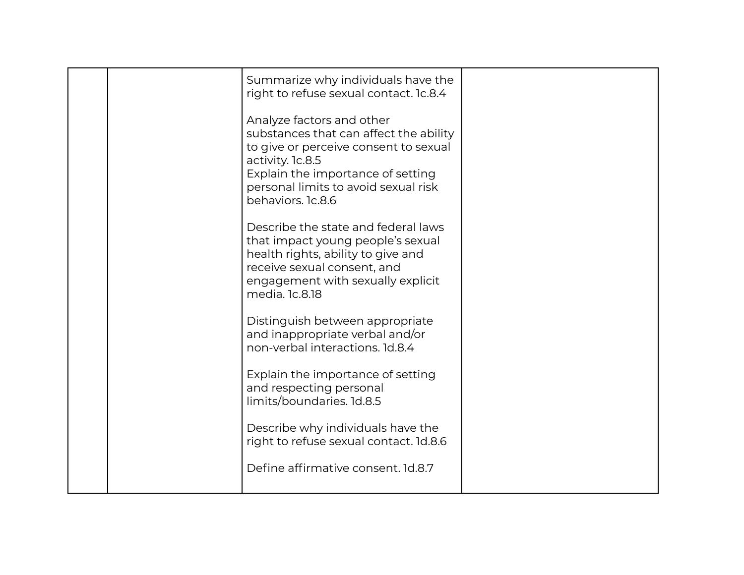| | | | |
|---|---|---|---|
| | | Summarize why individuals have the right to refuse sexual contact. 1c.8.4<br><br>Analyze factors and other substances that can affect the ability to give or perceive consent to sexual activity. 1c.8.5<br>Explain the importance of setting personal limits to avoid sexual risk behaviors. 1c.8.6<br><br>Describe the state and federal laws that impact young people's sexual health rights, ability to give and receive sexual consent, and engagement with sexually explicit media. 1c.8.18<br><br>Distinguish between appropriate and inappropriate verbal and/or non-verbal interactions. 1d.8.4<br><br>Explain the importance of setting and respecting personal limits/boundaries. 1d.8.5<br><br>Describe why individuals have the right to refuse sexual contact. 1d.8.6<br><br>Define affirmative consent. 1d.8.7 | |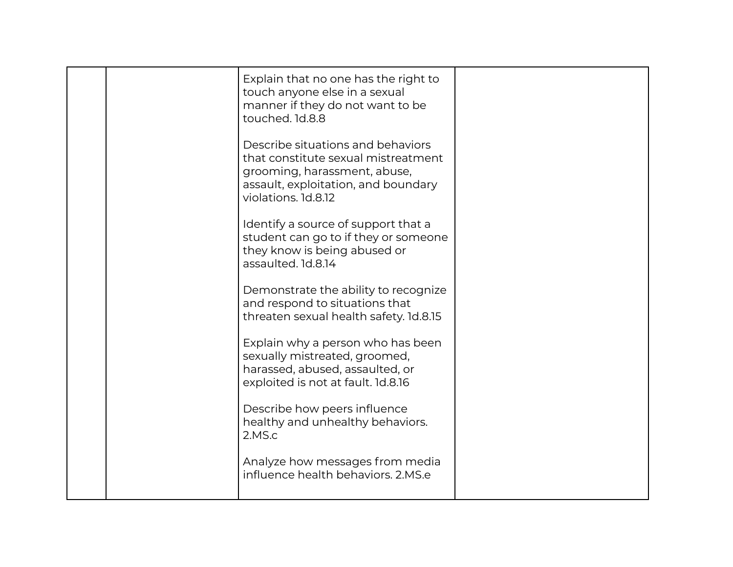|  |  |  |  |
|---|---|---|---|
|  |  | Explain that no one has the right to touch anyone else in a sexual manner if they do not want to be touched. 1d.8.8<br><br>Describe situations and behaviors that constitute sexual mistreatment grooming, harassment, abuse, assault, exploitation, and boundary violations. 1d.8.12<br><br>Identify a source of support that a student can go to if they or someone they know is being abused or assaulted. 1d.8.14<br><br>Demonstrate the ability to recognize and respond to situations that threaten sexual health safety. 1d.8.15<br><br>Explain why a person who has been sexually mistreated, groomed, harassed, abused, assaulted, or exploited is not at fault. 1d.8.16<br><br>Describe how peers influence healthy and unhealthy behaviors. 2.MS.c<br><br>Analyze how messages from media influence health behaviors. 2.MS.e |  |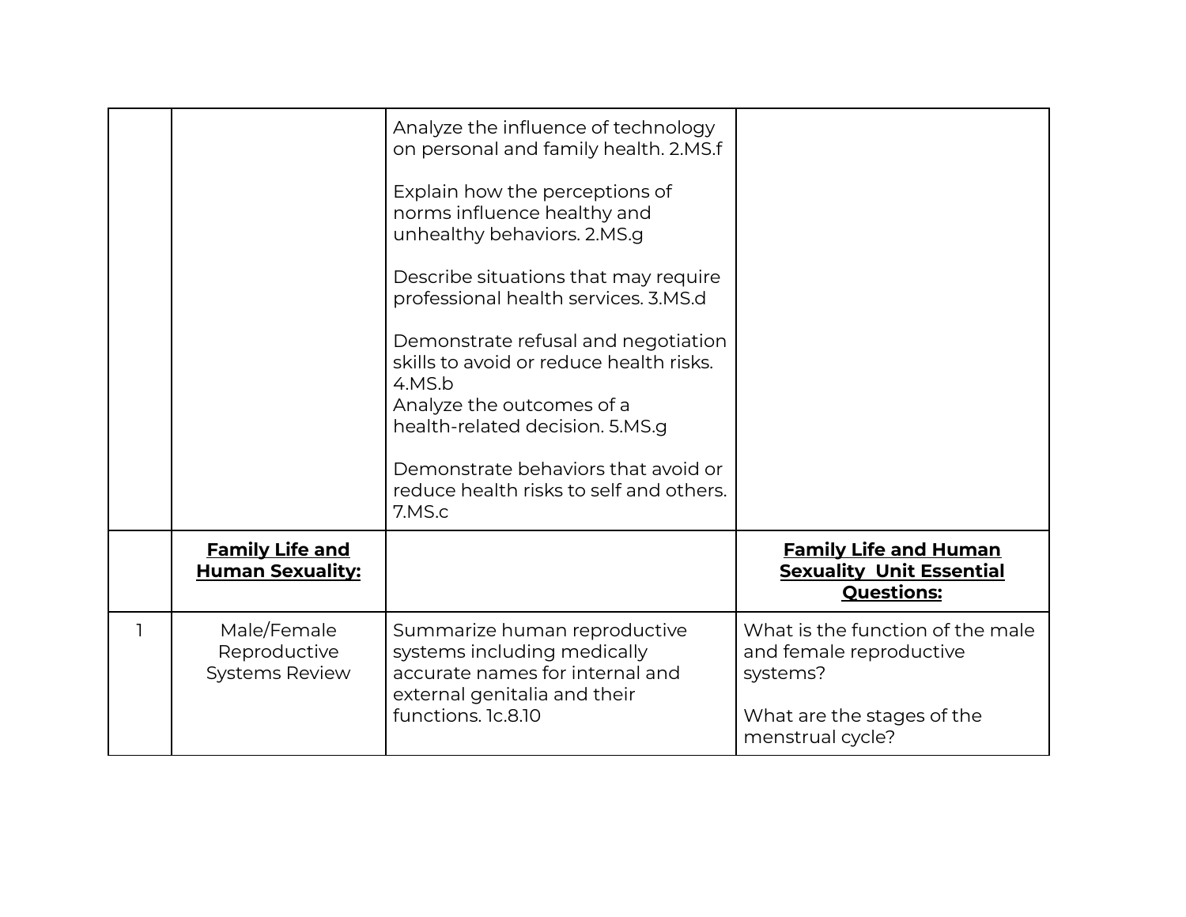| | | | |
|---|---|---|---|
| | | Analyze the influence of technology on personal and family health. 2.MS.f<br><br>Explain how the perceptions of norms influence healthy and unhealthy behaviors. 2.MS.g<br><br>Describe situations that may require professional health services. 3.MS.d<br><br>Demonstrate refusal and negotiation skills to avoid or reduce health risks. 4.MS.b<br>Analyze the outcomes of a health-related decision. 5.MS.g<br><br>Demonstrate behaviors that avoid or reduce health risks to self and others. 7.MS.c | |
| | **Family Life and Human Sexuality:** | | **Family Life and Human Sexuality Unit Essential Questions:** |
| 1 | Male/Female Reproductive Systems Review | Summarize human reproductive systems including medically accurate names for internal and external genitalia and their functions. 1c.8.10 | What is the function of the male and female reproductive systems?<br><br>What are the stages of the menstrual cycle? |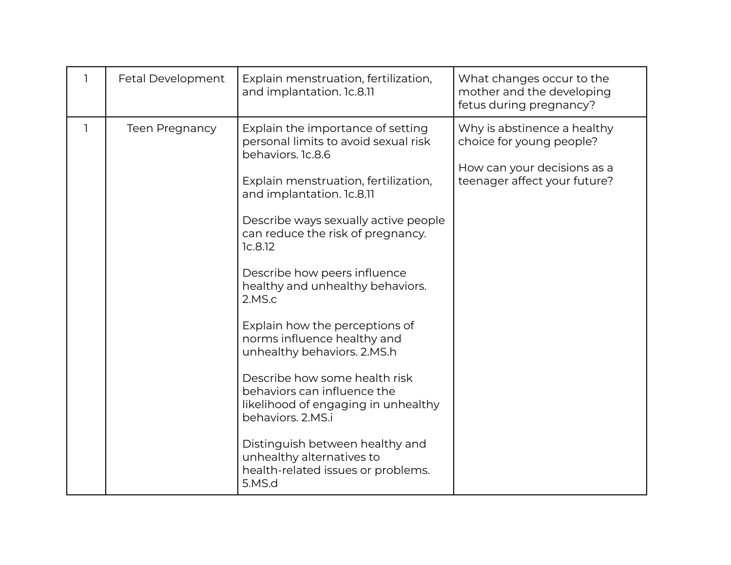| | | | |
|---|---|---|---|
| 1 | Fetal Development | Explain menstruation, fertilization, and implantation. 1c.8.11 | What changes occur to the mother and the developing fetus during pregnancy? |
| 1 | Teen Pregnancy | Explain the importance of setting personal limits to avoid sexual risk behaviors. 1c.8.6<br><br>Explain menstruation, fertilization, and implantation. 1c.8.11<br><br>Describe ways sexually active people can reduce the risk of pregnancy. 1c.8.12<br><br>Describe how peers influence healthy and unhealthy behaviors. 2.MS.c<br><br>Explain how the perceptions of norms influence healthy and unhealthy behaviors. 2.MS.h<br><br>Describe how some health risk behaviors can influence the likelihood of engaging in unhealthy behaviors. 2.MS.i<br><br>Distinguish between healthy and unhealthy alternatives to health-related issues or problems. 5.MS.d | Why is abstinence a healthy choice for young people?<br><br>How can your decisions as a teenager affect your future? |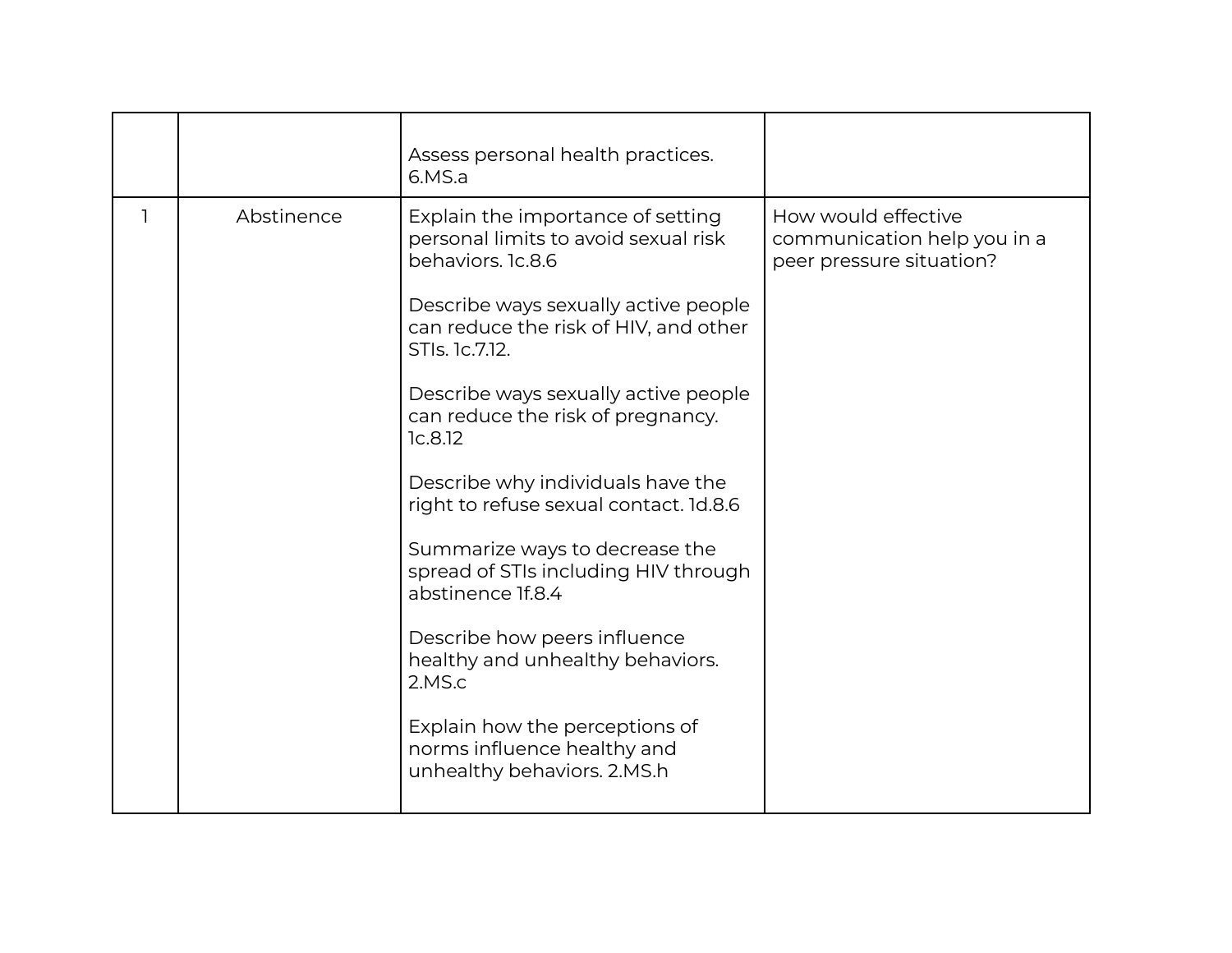| | | | |
|---|---|---|---|
| | | Assess personal health practices. 6.MS.a | |
| 1 | Abstinence | Explain the importance of setting personal limits to avoid sexual risk behaviors. 1c.8.6<br><br>Describe ways sexually active people can reduce the risk of HIV, and other STIs. 1c.7.12.<br><br>Describe ways sexually active people can reduce the risk of pregnancy. 1c.8.12<br><br>Describe why individuals have the right to refuse sexual contact. 1d.8.6<br><br>Summarize ways to decrease the spread of STIs including HIV through abstinence 1f.8.4<br><br>Describe how peers influence healthy and unhealthy behaviors. 2.MS.c<br><br>Explain how the perceptions of norms influence healthy and unhealthy behaviors. 2.MS.h | How would effective communication help you in a peer pressure situation? |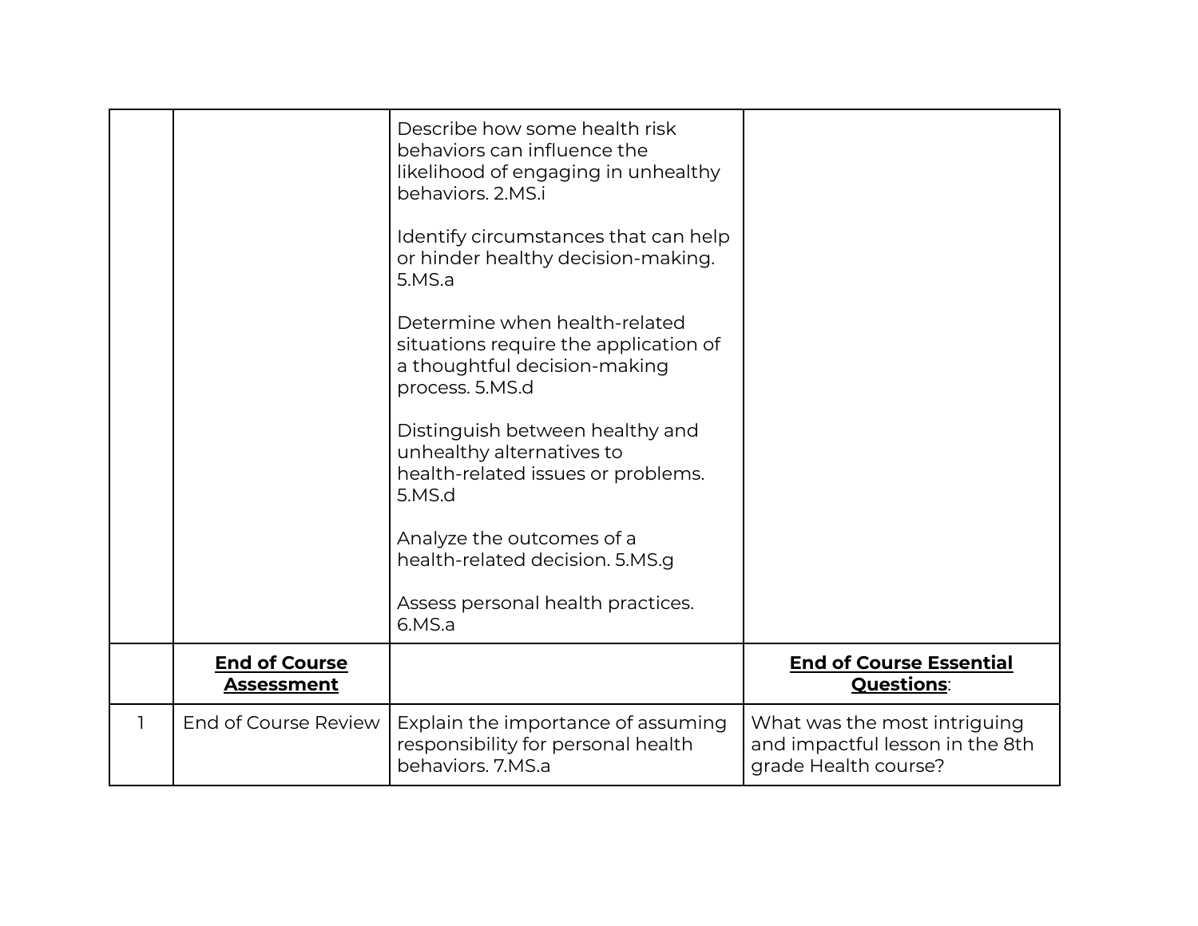| | | | |
|---|---|---|---|
| | | Describe how some health risk behaviors can influence the likelihood of engaging in unhealthy behaviors. 2.MS.i<br><br>Identify circumstances that can help or hinder healthy decision-making. 5.MS.a<br><br>Determine when health-related situations require the application of a thoughtful decision-making process. 5.MS.d<br><br>Distinguish between healthy and unhealthy alternatives to health-related issues or problems. 5.MS.d<br><br>Analyze the outcomes of a health-related decision. 5.MS.g<br><br>Assess personal health practices. 6.MS.a | |
| | **End of Course Assessment** | | **End of Course Essential Questions**: |
| 1 | End of Course Review | Explain the importance of assuming responsibility for personal health behaviors. 7.MS.a | What was the most intriguing and impactful lesson in the 8th grade Health course? |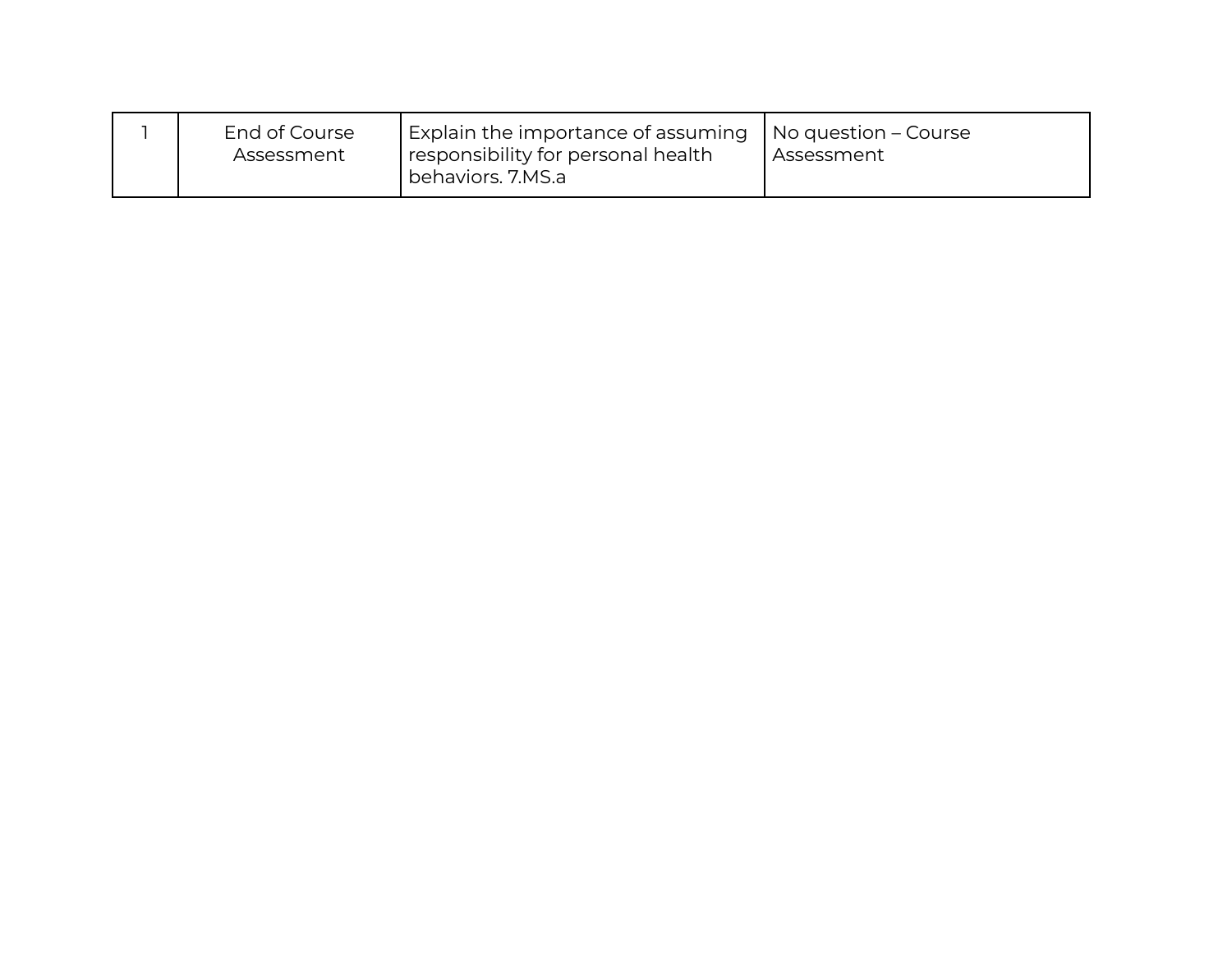| | | | |
|---|---|---|---|
| 1 | End of Course Assessment | Explain the importance of assuming responsibility for personal health behaviors. 7.MS.a | No question – Course Assessment |